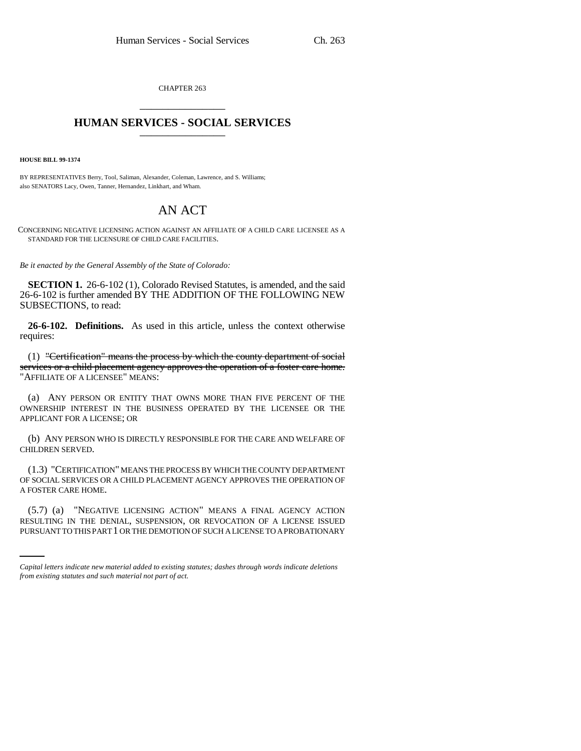CHAPTER 263

# HUMAN SERVICES - SOCIAL SERVICES

**HOUSE BILL 99-1374**

BY REPRESENTATIVES Berry, Tool, Saliman, Alexander, Coleman, Lawrence, and S. Williams;
also SENATORS Lacy, Owen, Tanner, Hernandez, Linkhart, and Wham.

# AN ACT

CONCERNING NEGATIVE LICENSING ACTION AGAINST AN AFFILIATE OF A CHILD CARE LICENSEE AS A STANDARD FOR THE LICENSURE OF CHILD CARE FACILITIES.

*Be it enacted by the General Assembly of the State of Colorado:*

**SECTION 1.** 26-6-102 (1), Colorado Revised Statutes, is amended, and the said 26-6-102 is further amended BY THE ADDITION OF THE FOLLOWING NEW SUBSECTIONS, to read:

**26-6-102. Definitions.** As used in this article, unless the context otherwise requires:

(1) ~~"Certification" means the process by which the county department of social services or a child placement agency approves the operation of a foster care home.~~ "AFFILIATE OF A LICENSEE" MEANS:

(a) ANY PERSON OR ENTITY THAT OWNS MORE THAN FIVE PERCENT OF THE OWNERSHIP INTEREST IN THE BUSINESS OPERATED BY THE LICENSEE OR THE APPLICANT FOR A LICENSE; OR

(b) ANY PERSON WHO IS DIRECTLY RESPONSIBLE FOR THE CARE AND WELFARE OF CHILDREN SERVED.

(1.3) "CERTIFICATION" MEANS THE PROCESS BY WHICH THE COUNTY DEPARTMENT OF SOCIAL SERVICES OR A CHILD PLACEMENT AGENCY APPROVES THE OPERATION OF A FOSTER CARE HOME.

(5.7) (a) "NEGATIVE LICENSING ACTION" MEANS A FINAL AGENCY ACTION RESULTING IN THE DENIAL, SUSPENSION, OR REVOCATION OF A LICENSE ISSUED PURSUANT TO THIS PART 1 OR THE DEMOTION OF SUCH A LICENSE TO A PROBATIONARY

*Capital letters indicate new material added to existing statutes; dashes through words indicate deletions from existing statutes and such material not part of act.*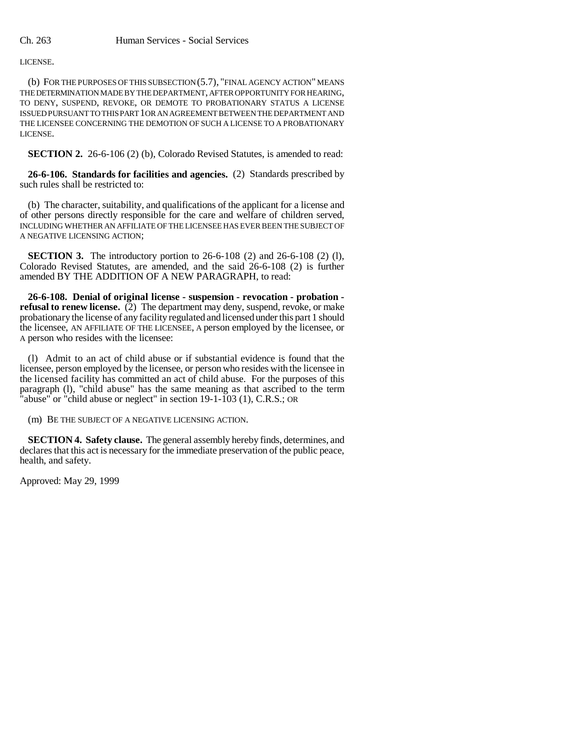LICENSE.

(b) FOR THE PURPOSES OF THIS SUBSECTION (5.7), "FINAL AGENCY ACTION" MEANS THE DETERMINATION MADE BY THE DEPARTMENT, AFTER OPPORTUNITY FOR HEARING, TO DENY, SUSPEND, REVOKE, OR DEMOTE TO PROBATIONARY STATUS A LICENSE ISSUED PURSUANT TO THIS PART 1 OR AN AGREEMENT BETWEEN THE DEPARTMENT AND THE LICENSEE CONCERNING THE DEMOTION OF SUCH A LICENSE TO A PROBATIONARY LICENSE.

**SECTION 2.** 26-6-106 (2) (b), Colorado Revised Statutes, is amended to read:

**26-6-106. Standards for facilities and agencies.** (2) Standards prescribed by such rules shall be restricted to:

(b) The character, suitability, and qualifications of the applicant for a license and of other persons directly responsible for the care and welfare of children served, INCLUDING WHETHER AN AFFILIATE OF THE LICENSEE HAS EVER BEEN THE SUBJECT OF A NEGATIVE LICENSING ACTION;

**SECTION 3.** The introductory portion to 26-6-108 (2) and 26-6-108 (2) (l), Colorado Revised Statutes, are amended, and the said 26-6-108 (2) is further amended BY THE ADDITION OF A NEW PARAGRAPH, to read:

**26-6-108. Denial of original license - suspension - revocation - probation - refusal to renew license.** (2) The department may deny, suspend, revoke, or make probationary the license of any facility regulated and licensed under this part 1 should the licensee, AN AFFILIATE OF THE LICENSEE, A person employed by the licensee, or A person who resides with the licensee:

(l) Admit to an act of child abuse or if substantial evidence is found that the licensee, person employed by the licensee, or person who resides with the licensee in the licensed facility has committed an act of child abuse. For the purposes of this paragraph (l), "child abuse" has the same meaning as that ascribed to the term "abuse" or "child abuse or neglect" in section 19-1-103 (1), C.R.S.; OR

(m) BE THE SUBJECT OF A NEGATIVE LICENSING ACTION.

**SECTION 4. Safety clause.** The general assembly hereby finds, determines, and declares that this act is necessary for the immediate preservation of the public peace, health, and safety.

Approved: May 29, 1999